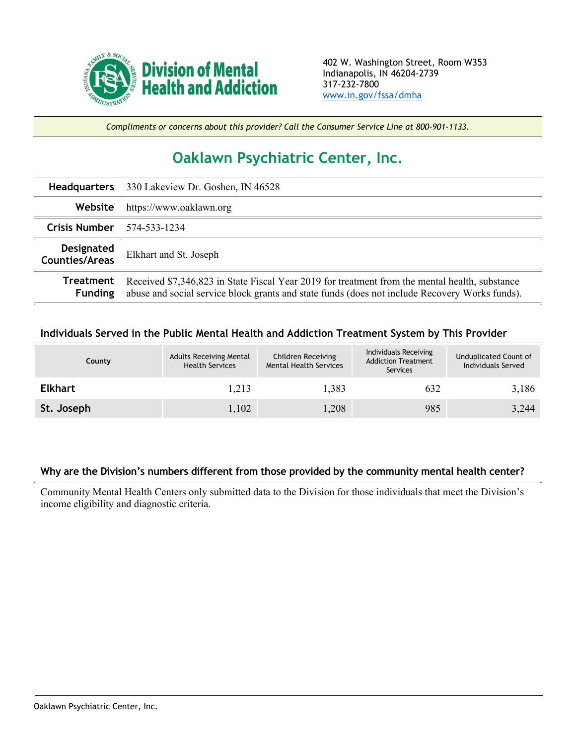**Division of Mental Health and Addiction**

402 W. Washington Street, Room W353
Indianapolis, IN 46204-2739
317-232-7800
www.in.gov/fssa/dmha

*Compliments or concerns about this provider? Call the Consumer Service Line at 800-901-1133.*

# Oaklawn Psychiatric Center, Inc.

| | |
|---|---|
| **Headquarters** | 330 Lakeview Dr. Goshen, IN 46528 |
| **Website** | https://www.oaklawn.org |
| **Crisis Number** | 574-533-1234 |
| **Designated Counties/Areas** | Elkhart and St. Joseph |
| **Treatment Funding** | Received $7,346,823 in State Fiscal Year 2019 for treatment from the mental health, substance abuse and social service block grants and state funds (does not include Recovery Works funds). |

### Individuals Served in the Public Mental Health and Addiction Treatment System by This Provider

| County | Adults Receiving Mental Health Services | Children Receiving Mental Health Services | Individuals Receiving Addiction Treatment Services | Unduplicated Count of Individuals Served |
|---|---|---|---|---|
| **Elkhart** | 1,213 | 1,383 | 632 | 3,186 |
| **St. Joseph** | 1,102 | 1,208 | 985 | 3,244 |

### Why are the Division's numbers different from those provided by the community mental health center?

Community Mental Health Centers only submitted data to the Division for those individuals that meet the Division's income eligibility and diagnostic criteria.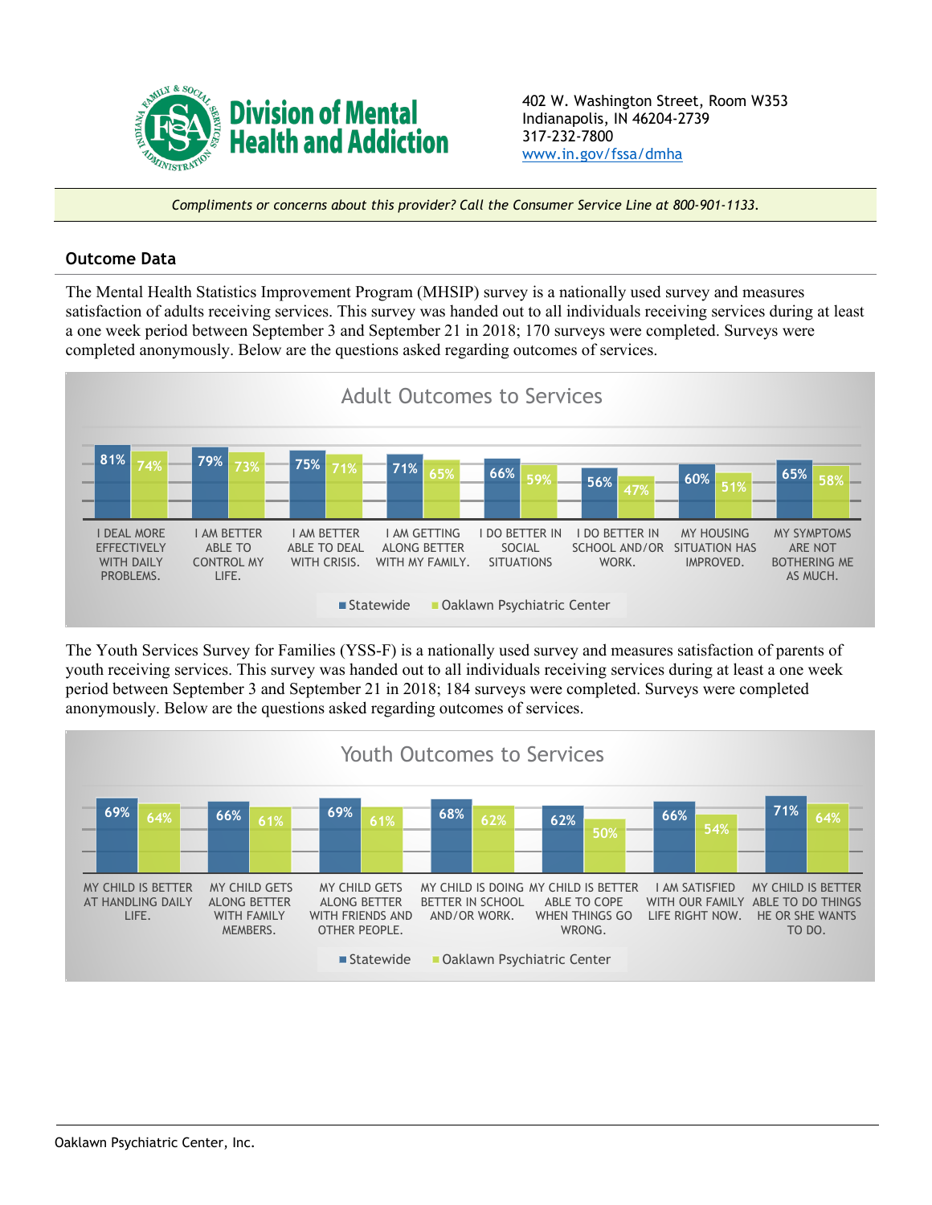Division of Mental Health and Addiction

402 W. Washington Street, Room W353
Indianapolis, IN 46204-2739
317-232-7800
www.in.gov/fssa/dmha

*Compliments or concerns about this provider? Call the Consumer Service Line at 800-901-1133.*

## Outcome Data

The Mental Health Statistics Improvement Program (MHSIP) survey is a nationally used survey and measures satisfaction of adults receiving services. This survey was handed out to all individuals receiving services during at least a one week period between September 3 and September 21 in 2018; 170 surveys were completed. Surveys were completed anonymously. Below are the questions asked regarding outcomes of services.

Adult Outcomes to Services

I DEAL MORE EFFECTIVELY WITH DAILY PROBLEMS. 81% 74%
I AM BETTER ABLE TO CONTROL MY LIFE. 79% 73%
I AM BETTER ABLE TO DEAL WITH CRISIS. 75% 71%
I AM GETTING ALONG BETTER WITH MY FAMILY. 71% 65%
I DO BETTER IN SOCIAL SITUATIONS 66% 59%
I DO BETTER IN SCHOOL AND/OR WORK. 56% 47%
MY HOUSING SITUATION HAS IMPROVED. 60% 51%
MY SYMPTOMS ARE NOT BOTHERING ME AS MUCH. 65% 58%

Statewide
Oaklawn Psychiatric Center

The Youth Services Survey for Families (YSS-F) is a nationally used survey and measures satisfaction of parents of youth receiving services. This survey was handed out to all individuals receiving services during at least a one week period between September 3 and September 21 in 2018; 184 surveys were completed. Surveys were completed anonymously. Below are the questions asked regarding outcomes of services.

Youth Outcomes to Services

MY CHILD IS BETTER AT HANDLING DAILY LIFE. 69% 64%
MY CHILD GETS ALONG BETTER WITH FAMILY MEMBERS. 66% 61%
MY CHILD GETS ALONG BETTER WITH FRIENDS AND OTHER PEOPLE. 69% 61%
MY CHILD IS DOING BETTER IN SCHOOL AND/OR WORK. 68% 62%
MY CHILD IS BETTER ABLE TO COPE WHEN THINGS GO WRONG. 62% 50%
I AM SATISFIED WITH OUR FAMILY LIFE RIGHT NOW. 66% 54%
MY CHILD IS BETTER ABLE TO DO THINGS HE OR SHE WANTS TO DO. 71% 64%

Statewide
Oaklawn Psychiatric Center